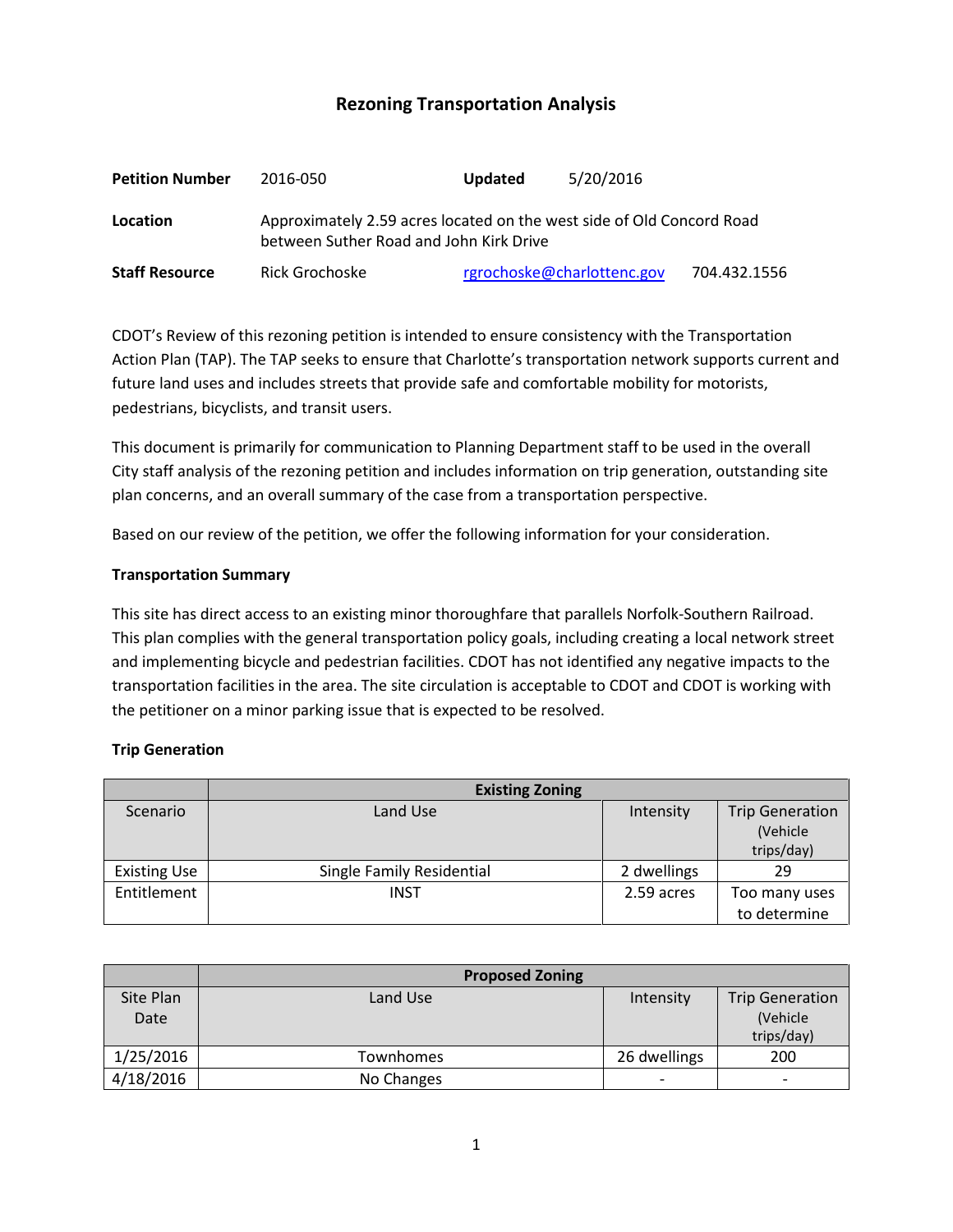# Rezoning Transportation Analysis

| | | | |
|---|---|---|---|
| **Petition Number** | 2016-050 | **Updated** | 5/20/2016 |
| **Location** | Approximately 2.59 acres located on the west side of Old Concord Road between Suther Road and John Kirk Drive | | |
| **Staff Resource** | Rick Grochoske | rgrochoske@charlottenc.gov | 704.432.1556 |

CDOT's Review of this rezoning petition is intended to ensure consistency with the Transportation Action Plan (TAP). The TAP seeks to ensure that Charlotte's transportation network supports current and future land uses and includes streets that provide safe and comfortable mobility for motorists, pedestrians, bicyclists, and transit users.

This document is primarily for communication to Planning Department staff to be used in the overall City staff analysis of the rezoning petition and includes information on trip generation, outstanding site plan concerns, and an overall summary of the case from a transportation perspective.

Based on our review of the petition, we offer the following information for your consideration.

**Transportation Summary**

This site has direct access to an existing minor thoroughfare that parallels Norfolk-Southern Railroad. This plan complies with the general transportation policy goals, including creating a local network street and implementing bicycle and pedestrian facilities. CDOT has not identified any negative impacts to the transportation facilities in the area. The site circulation is acceptable to CDOT and CDOT is working with the petitioner on a minor parking issue that is expected to be resolved.

**Trip Generation**

| | Existing Zoning | | |
|---|---|---|---|
| Scenario | Land Use | Intensity | Trip Generation (Vehicle trips/day) |
| Existing Use | Single Family Residential | 2 dwellings | 29 |
| Entitlement | INST | 2.59 acres | Too many uses to determine |

| | Proposed Zoning | | |
|---|---|---|---|
| Site Plan Date | Land Use | Intensity | Trip Generation (Vehicle trips/day) |
| 1/25/2016 | Townhomes | 26 dwellings | 200 |
| 4/18/2016 | No Changes | - | - |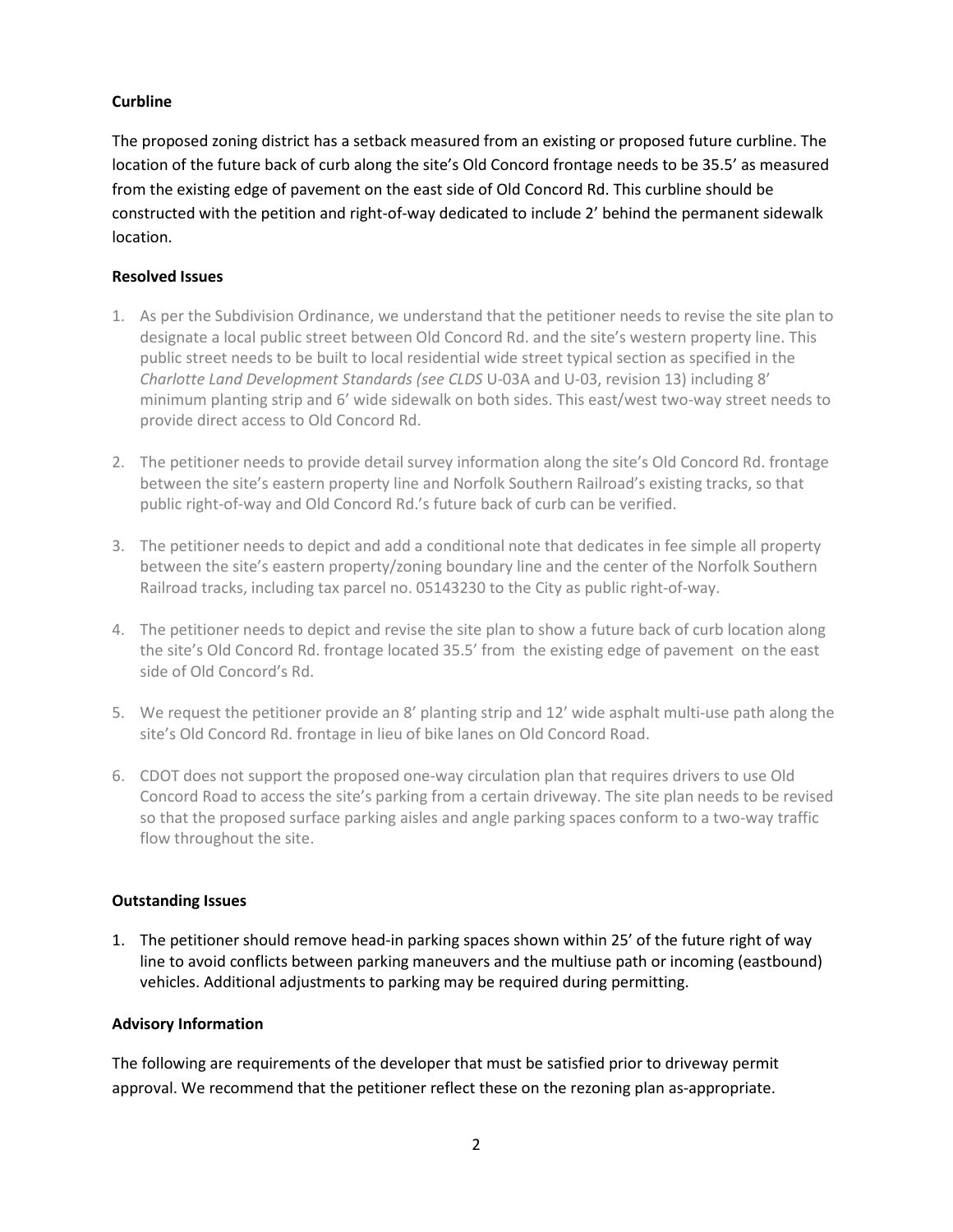**Curbline**

The proposed zoning district has a setback measured from an existing or proposed future curbline. The location of the future back of curb along the site's Old Concord frontage needs to be 35.5' as measured from the existing edge of pavement on the east side of Old Concord Rd. This curbline should be constructed with the petition and right-of-way dedicated to include 2' behind the permanent sidewalk location.

**Resolved Issues**

1. As per the Subdivision Ordinance, we understand that the petitioner needs to revise the site plan to designate a local public street between Old Concord Rd. and the site's western property line. This public street needs to be built to local residential wide street typical section as specified in the *Charlotte Land Development Standards (see CLDS* U-03A and U-03, revision 13) including 8' minimum planting strip and 6' wide sidewalk on both sides. This east/west two-way street needs to provide direct access to Old Concord Rd.
2. The petitioner needs to provide detail survey information along the site's Old Concord Rd. frontage between the site's eastern property line and Norfolk Southern Railroad's existing tracks, so that public right-of-way and Old Concord Rd.'s future back of curb can be verified.
3. The petitioner needs to depict and add a conditional note that dedicates in fee simple all property between the site's eastern property/zoning boundary line and the center of the Norfolk Southern Railroad tracks, including tax parcel no. 05143230 to the City as public right-of-way.
4. The petitioner needs to depict and revise the site plan to show a future back of curb location along the site's Old Concord Rd. frontage located 35.5' from the existing edge of pavement on the east side of Old Concord's Rd.
5. We request the petitioner provide an 8' planting strip and 12' wide asphalt multi-use path along the site's Old Concord Rd. frontage in lieu of bike lanes on Old Concord Road.
6. CDOT does not support the proposed one-way circulation plan that requires drivers to use Old Concord Road to access the site's parking from a certain driveway. The site plan needs to be revised so that the proposed surface parking aisles and angle parking spaces conform to a two-way traffic flow throughout the site.

**Outstanding Issues**

1. The petitioner should remove head-in parking spaces shown within 25' of the future right of way line to avoid conflicts between parking maneuvers and the multiuse path or incoming (eastbound) vehicles. Additional adjustments to parking may be required during permitting.

**Advisory Information**

The following are requirements of the developer that must be satisfied prior to driveway permit approval. We recommend that the petitioner reflect these on the rezoning plan as-appropriate.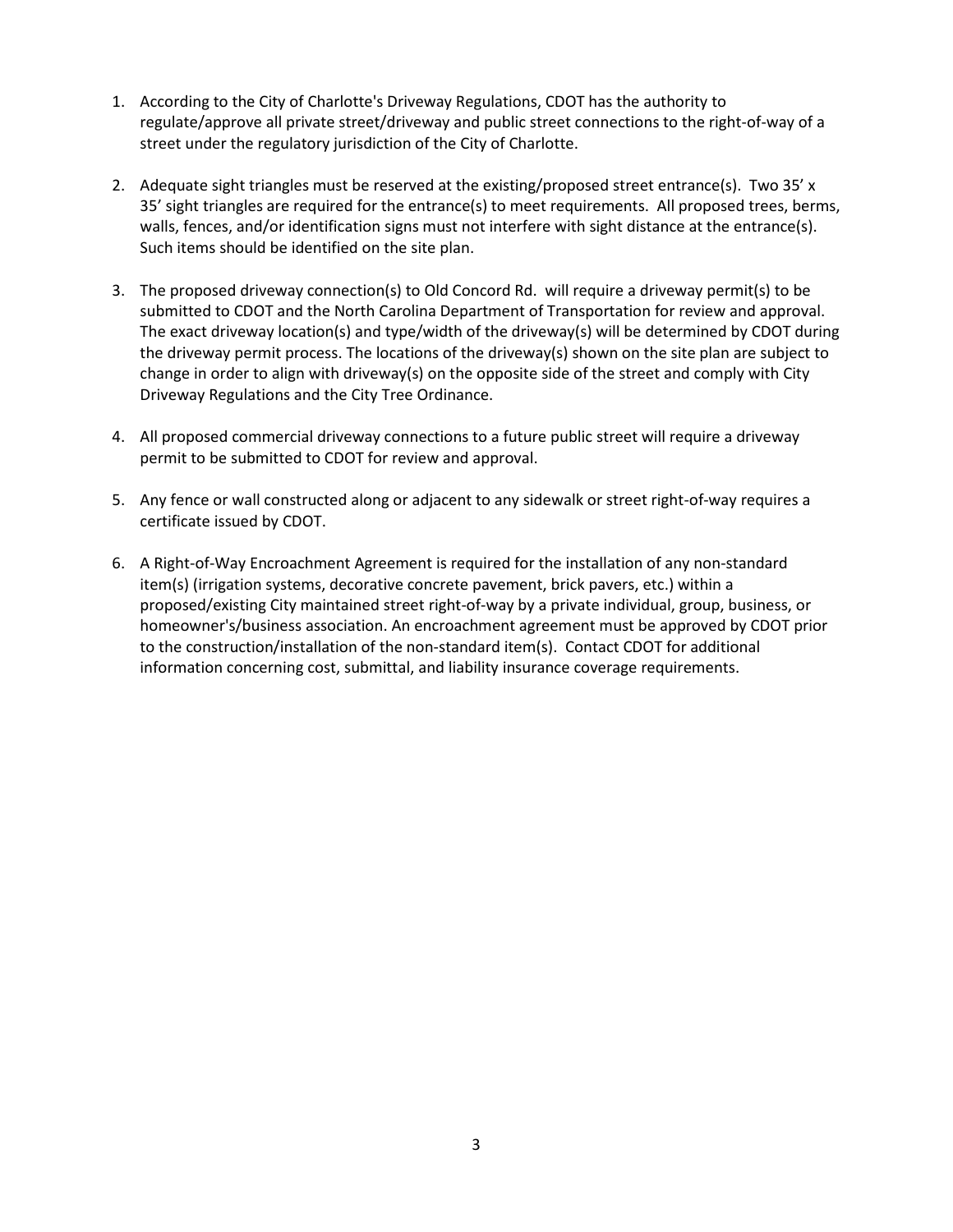1. According to the City of Charlotte's Driveway Regulations, CDOT has the authority to regulate/approve all private street/driveway and public street connections to the right-of-way of a street under the regulatory jurisdiction of the City of Charlotte.

2. Adequate sight triangles must be reserved at the existing/proposed street entrance(s). Two 35' x 35' sight triangles are required for the entrance(s) to meet requirements. All proposed trees, berms, walls, fences, and/or identification signs must not interfere with sight distance at the entrance(s). Such items should be identified on the site plan.

3. The proposed driveway connection(s) to Old Concord Rd. will require a driveway permit(s) to be submitted to CDOT and the North Carolina Department of Transportation for review and approval. The exact driveway location(s) and type/width of the driveway(s) will be determined by CDOT during the driveway permit process. The locations of the driveway(s) shown on the site plan are subject to change in order to align with driveway(s) on the opposite side of the street and comply with City Driveway Regulations and the City Tree Ordinance.

4. All proposed commercial driveway connections to a future public street will require a driveway permit to be submitted to CDOT for review and approval.

5. Any fence or wall constructed along or adjacent to any sidewalk or street right-of-way requires a certificate issued by CDOT.

6. A Right-of-Way Encroachment Agreement is required for the installation of any non-standard item(s) (irrigation systems, decorative concrete pavement, brick pavers, etc.) within a proposed/existing City maintained street right-of-way by a private individual, group, business, or homeowner's/business association. An encroachment agreement must be approved by CDOT prior to the construction/installation of the non-standard item(s). Contact CDOT for additional information concerning cost, submittal, and liability insurance coverage requirements.